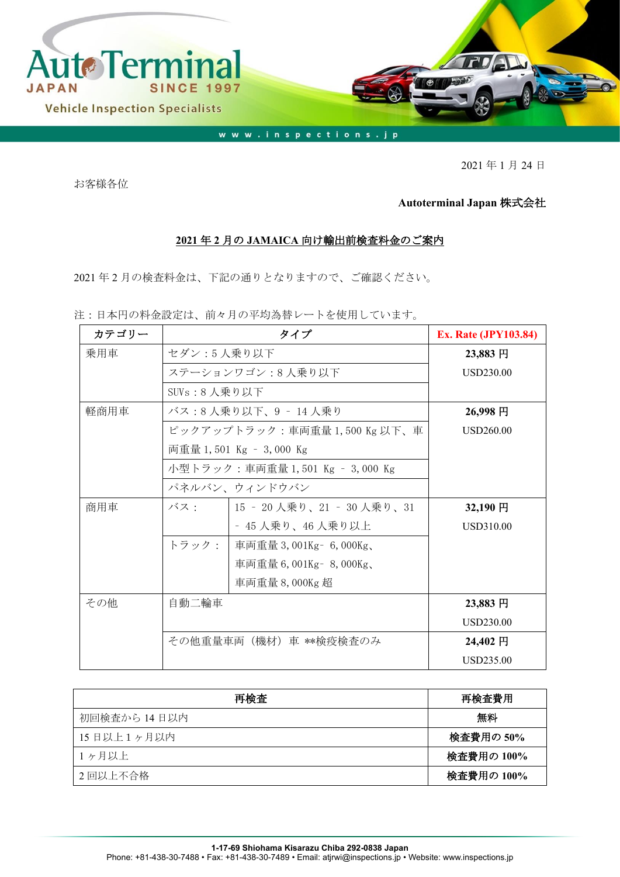AutoTerminal JAPAN SINCE 1997

Vehicle Inspection Specialists

www.inspections.jp

2021 年 1 月 24 日

お客様各位

**Autoterminal Japan 株式会社**

## 2021 年 2 月の JAMAICA 向け輸出前検査料金のご案内

2021 年 2 月の検査料金は、下記の通りとなりますので、ご確認ください。

注：日本円の料金設定は、前々月の平均為替レートを使用しています。

| カテゴリー | タイプ | | Ex. Rate (JPY103.84) |
|---|---|---|---|
| 乗用車 | セダン：5 人乗り以下 | | **23,883 円** USD230.00 |
| | ステーションワゴン：8 人乗り以下 | | |
| | SUVs：8 人乗り以下 | | |
| 軽商用車 | バス：8 人乗り以下、9 – 14 人乗り | | **26,998 円** USD260.00 |
| | ピックアップトラック：車両重量 1,500 Kg 以下、車両重量 1,501 Kg – 3,000 Kg | | |
| | 小型トラック：車両重量 1,501 Kg – 3,000 Kg | | |
| | パネルバン、ウィンドウバン | | |
| 商用車 | バス： | 15 – 20 人乗り、21 – 30 人乗り、31 – 45 人乗り、46 人乗り以上 | **32,190 円** USD310.00 |
| | トラック： | 車両重量 3,001Kg- 6,000Kg、車両重量 6,001Kg- 8,000Kg、車両重量 8,000Kg 超 | |
| その他 | 自動二輪車 | | **23,883 円** USD230.00 |
| | その他重量車両（機材）車 **検疫検査のみ | | **24,402 円** USD235.00 |

| 再検査 | 再検査費用 |
|---|---|
| 初回検査から 14 日以内 | **無料** |
| 15 日以上 1 ヶ月以内 | **検査費用の 50%** |
| 1 ヶ月以上 | **検査費用の 100%** |
| 2 回以上不合格 | **検査費用の 100%** |

**1-17-69 Shiohama Kisarazu Chiba 292-0838 Japan**
Phone: +81-438-30-7488 • Fax: +81-438-30-7489 • Email: atjrwi@inspections.jp • Website: www.inspections.jp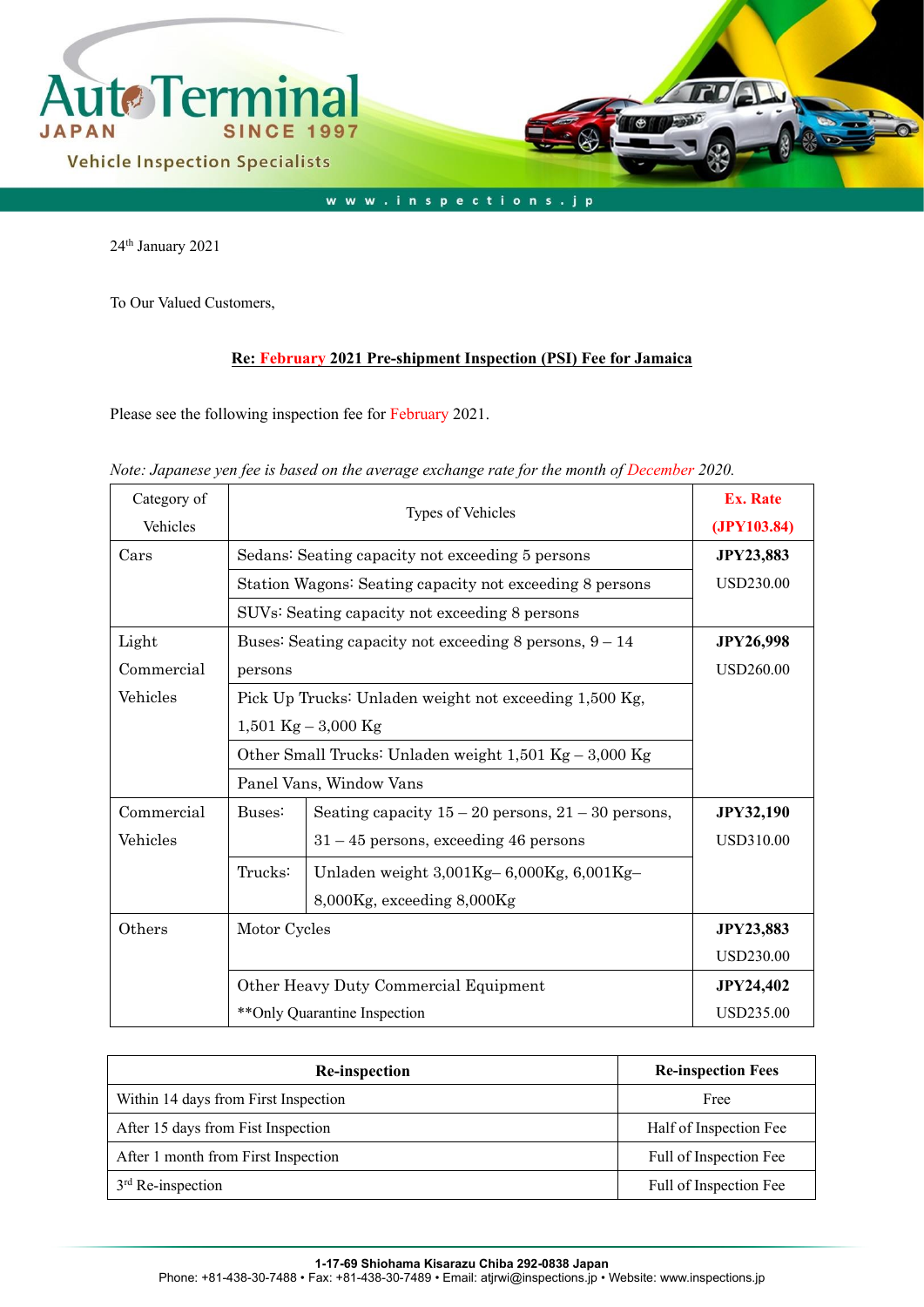# AutoTerminal JAPAN SINCE 1997

Vehicle Inspection Specialists

www.inspections.jp

24th January 2021

To Our Valued Customers,

**Re: February 2021 Pre-shipment Inspection (PSI) Fee for Jamaica**

Please see the following inspection fee for February 2021.

*Note: Japanese yen fee is based on the average exchange rate for the month of December 2020.*

| Category of Vehicles | Types of Vehicles | | Ex. Rate (JPY103.84) |
|---|---|---|---|
| Cars | Sedans: Seating capacity not exceeding 5 persons | | **JPY23,883** USD230.00 |
| | Station Wagons: Seating capacity not exceeding 8 persons | | |
| | SUVs: Seating capacity not exceeding 8 persons | | |
| Light Commercial Vehicles | Buses: Seating capacity not exceeding 8 persons, 9 – 14 persons | | **JPY26,998** USD260.00 |
| | Pick Up Trucks: Unladen weight not exceeding 1,500 Kg, 1,501 Kg – 3,000 Kg | | |
| | Other Small Trucks: Unladen weight 1,501 Kg – 3,000 Kg | | |
| | Panel Vans, Window Vans | | |
| Commercial Vehicles | Buses: | Seating capacity 15 – 20 persons, 21 – 30 persons, 31 – 45 persons, exceeding 46 persons | **JPY32,190** USD310.00 |
| | Trucks: | Unladen weight 3,001Kg– 6,000Kg, 6,001Kg–8,000Kg, exceeding 8,000Kg | |
| Others | Motor Cycles | | **JPY23,883** USD230.00 |
| | Other Heavy Duty Commercial Equipment **Only Quarantine Inspection | | **JPY24,402** USD235.00 |

| Re-inspection | Re-inspection Fees |
|---|---|
| Within 14 days from First Inspection | Free |
| After 15 days from Fist Inspection | Half of Inspection Fee |
| After 1 month from First Inspection | Full of Inspection Fee |
| 3rd Re-inspection | Full of Inspection Fee |

**1-17-69 Shiohama Kisarazu Chiba 292-0838 Japan**
Phone: +81-438-30-7488 • Fax: +81-438-30-7489 • Email: atjrwi@inspections.jp • Website: www.inspections.jp